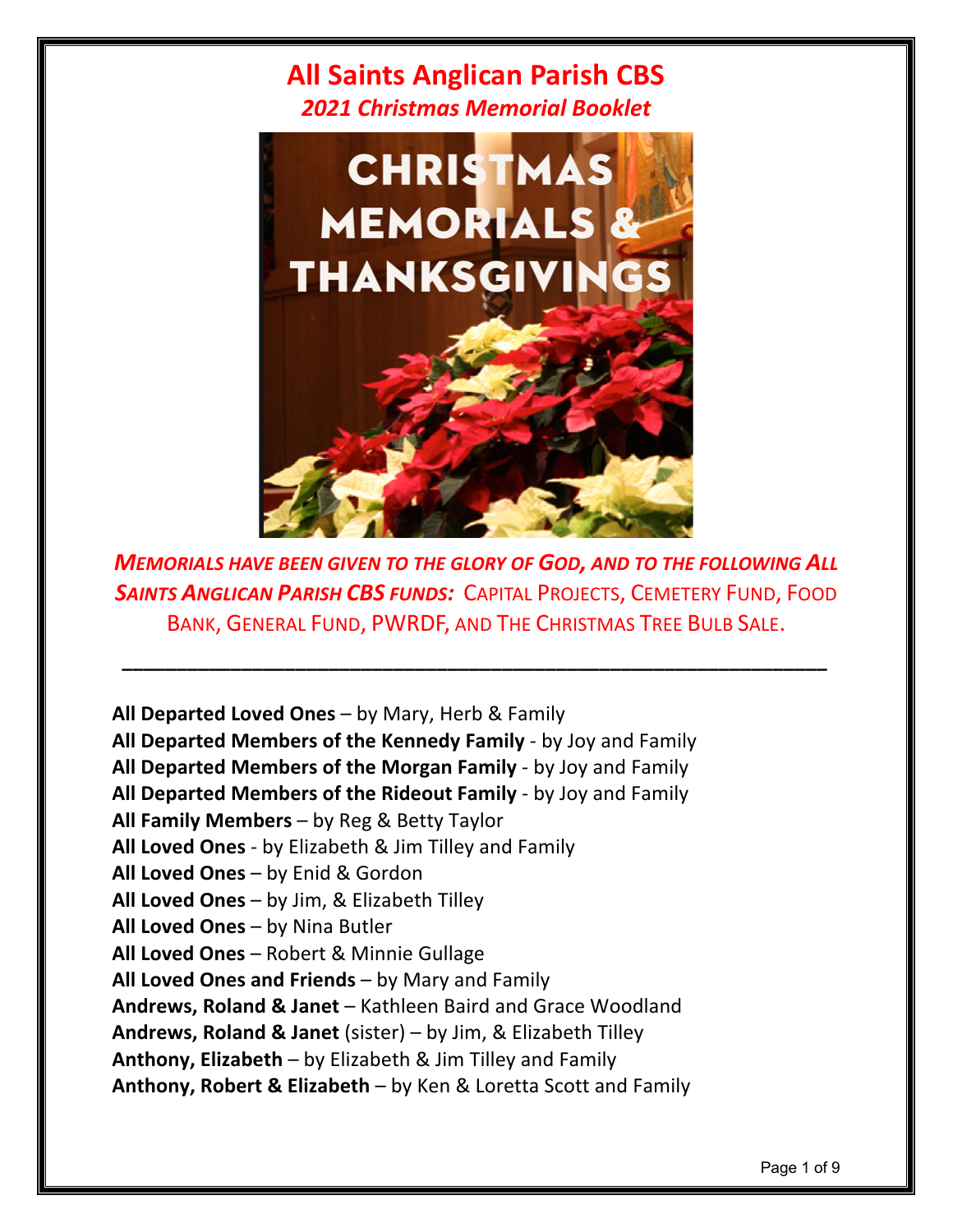# All Saints Anglican Parish CBS

## *2021 Christmas Memorial Booklet*

***MEMORIALS HAVE BEEN GIVEN TO THE GLORY OF GOD, AND TO THE FOLLOWING ALL SAINTS ANGLICAN PARISH CBS FUNDS:*** CAPITAL PROJECTS, CEMETERY FUND, FOOD BANK, GENERAL FUND, PWRDF, AND THE CHRISTMAS TREE BULB SALE.

---

**All Departed Loved Ones** – by Mary, Herb & Family
**All Departed Members of the Kennedy Family** - by Joy and Family
**All Departed Members of the Morgan Family** - by Joy and Family
**All Departed Members of the Rideout Family** - by Joy and Family
**All Family Members** – by Reg & Betty Taylor
**All Loved Ones** - by Elizabeth & Jim Tilley and Family
**All Loved Ones** – by Enid & Gordon
**All Loved Ones** – by Jim, & Elizabeth Tilley
**All Loved Ones** – by Nina Butler
**All Loved Ones** – Robert & Minnie Gullage
**All Loved Ones and Friends** – by Mary and Family
**Andrews, Roland & Janet** – Kathleen Baird and Grace Woodland
**Andrews, Roland & Janet** (sister) – by Jim, & Elizabeth Tilley
**Anthony, Elizabeth** – by Elizabeth & Jim Tilley and Family
**Anthony, Robert & Elizabeth** – by Ken & Loretta Scott and Family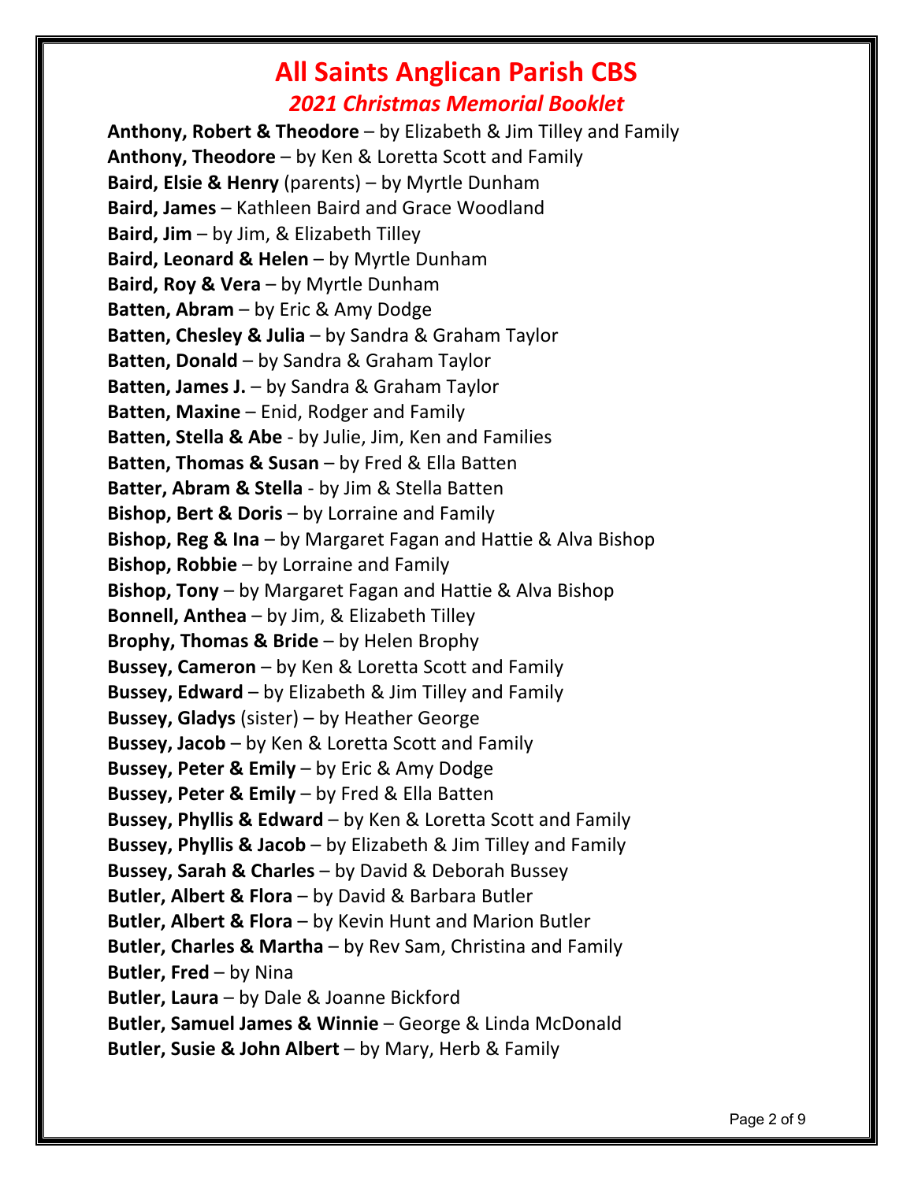# All Saints Anglican Parish CBS

## *2021 Christmas Memorial Booklet*

**Anthony, Robert & Theodore** – by Elizabeth & Jim Tilley and Family
**Anthony, Theodore** – by Ken & Loretta Scott and Family
**Baird, Elsie & Henry** (parents) – by Myrtle Dunham
**Baird, James** – Kathleen Baird and Grace Woodland
**Baird, Jim** – by Jim, & Elizabeth Tilley
**Baird, Leonard & Helen** – by Myrtle Dunham
**Baird, Roy & Vera** – by Myrtle Dunham
**Batten, Abram** – by Eric & Amy Dodge
**Batten, Chesley & Julia** – by Sandra & Graham Taylor
**Batten, Donald** – by Sandra & Graham Taylor
**Batten, James J.** – by Sandra & Graham Taylor
**Batten, Maxine** – Enid, Rodger and Family
**Batten, Stella & Abe** - by Julie, Jim, Ken and Families
**Batten, Thomas & Susan** – by Fred & Ella Batten
**Batter, Abram & Stella** - by Jim & Stella Batten
**Bishop, Bert & Doris** – by Lorraine and Family
**Bishop, Reg & Ina** – by Margaret Fagan and Hattie & Alva Bishop
**Bishop, Robbie** – by Lorraine and Family
**Bishop, Tony** – by Margaret Fagan and Hattie & Alva Bishop
**Bonnell, Anthea** – by Jim, & Elizabeth Tilley
**Brophy, Thomas & Bride** – by Helen Brophy
**Bussey, Cameron** – by Ken & Loretta Scott and Family
**Bussey, Edward** – by Elizabeth & Jim Tilley and Family
**Bussey, Gladys** (sister) – by Heather George
**Bussey, Jacob** – by Ken & Loretta Scott and Family
**Bussey, Peter & Emily** – by Eric & Amy Dodge
**Bussey, Peter & Emily** – by Fred & Ella Batten
**Bussey, Phyllis & Edward** – by Ken & Loretta Scott and Family
**Bussey, Phyllis & Jacob** – by Elizabeth & Jim Tilley and Family
**Bussey, Sarah & Charles** – by David & Deborah Bussey
**Butler, Albert & Flora** – by David & Barbara Butler
**Butler, Albert & Flora** – by Kevin Hunt and Marion Butler
**Butler, Charles & Martha** – by Rev Sam, Christina and Family
**Butler, Fred** – by Nina
**Butler, Laura** – by Dale & Joanne Bickford
**Butler, Samuel James & Winnie** – George & Linda McDonald
**Butler, Susie & John Albert** – by Mary, Herb & Family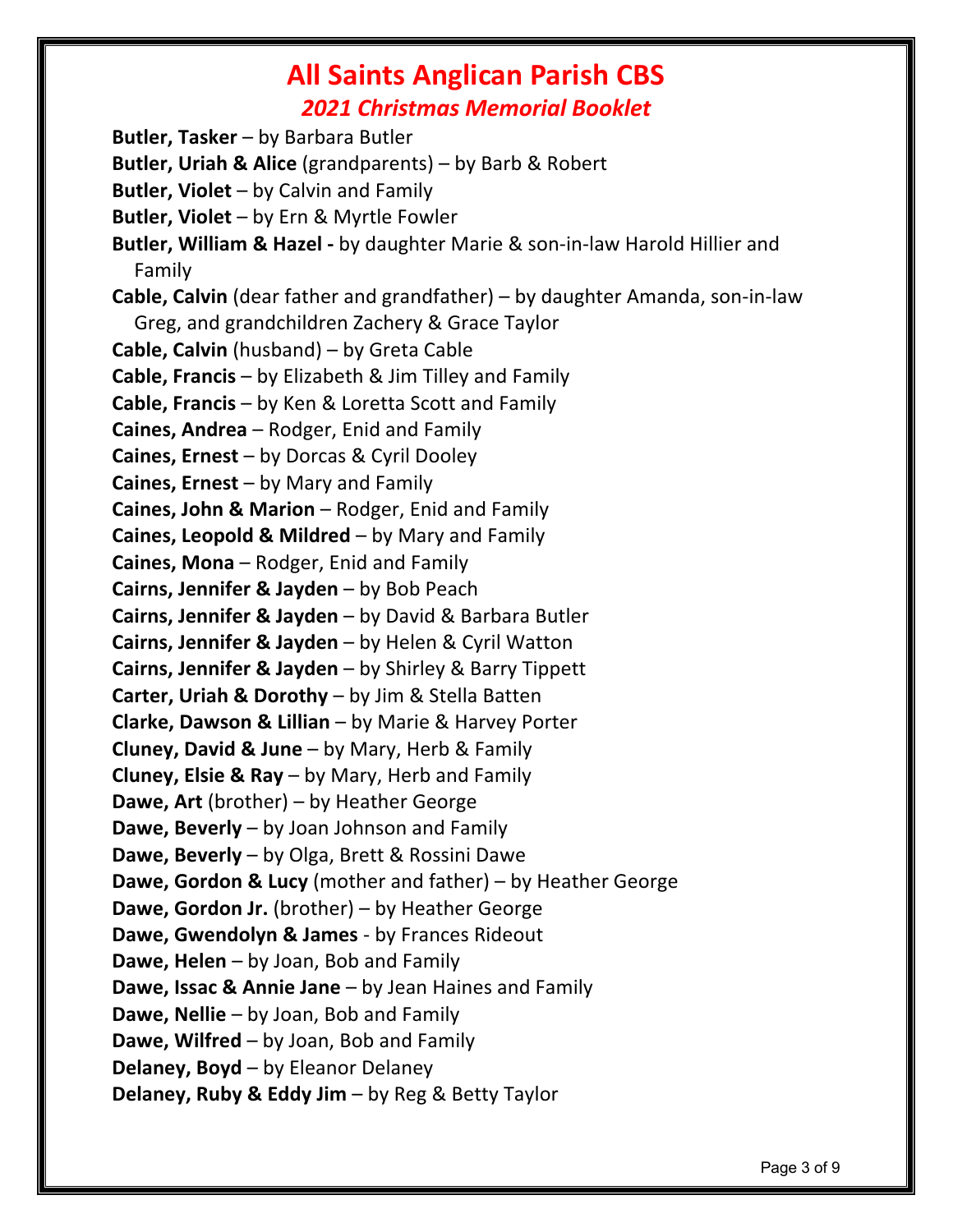# All Saints Anglican Parish CBS

## *2021 Christmas Memorial Booklet*

**Butler, Tasker** – by Barbara Butler
**Butler, Uriah & Alice** (grandparents) – by Barb & Robert
**Butler, Violet** – by Calvin and Family
**Butler, Violet** – by Ern & Myrtle Fowler
**Butler, William & Hazel -** by daughter Marie & son-in-law Harold Hillier and Family
**Cable, Calvin** (dear father and grandfather) – by daughter Amanda, son-in-law Greg, and grandchildren Zachery & Grace Taylor
**Cable, Calvin** (husband) – by Greta Cable
**Cable, Francis** – by Elizabeth & Jim Tilley and Family
**Cable, Francis** – by Ken & Loretta Scott and Family
**Caines, Andrea** – Rodger, Enid and Family
**Caines, Ernest** – by Dorcas & Cyril Dooley
**Caines, Ernest** – by Mary and Family
**Caines, John & Marion** – Rodger, Enid and Family
**Caines, Leopold & Mildred** – by Mary and Family
**Caines, Mona** – Rodger, Enid and Family
**Cairns, Jennifer & Jayden** – by Bob Peach
**Cairns, Jennifer & Jayden** – by David & Barbara Butler
**Cairns, Jennifer & Jayden** – by Helen & Cyril Watton
**Cairns, Jennifer & Jayden** – by Shirley & Barry Tippett
**Carter, Uriah & Dorothy** – by Jim & Stella Batten
**Clarke, Dawson & Lillian** – by Marie & Harvey Porter
**Cluney, David & June** – by Mary, Herb & Family
**Cluney, Elsie & Ray** – by Mary, Herb and Family
**Dawe, Art** (brother) – by Heather George
**Dawe, Beverly** – by Joan Johnson and Family
**Dawe, Beverly** – by Olga, Brett & Rossini Dawe
**Dawe, Gordon & Lucy** (mother and father) – by Heather George
**Dawe, Gordon Jr.** (brother) – by Heather George
**Dawe, Gwendolyn & James** - by Frances Rideout
**Dawe, Helen** – by Joan, Bob and Family
**Dawe, Issac & Annie Jane** – by Jean Haines and Family
**Dawe, Nellie** – by Joan, Bob and Family
**Dawe, Wilfred** – by Joan, Bob and Family
**Delaney, Boyd** – by Eleanor Delaney
**Delaney, Ruby & Eddy Jim** – by Reg & Betty Taylor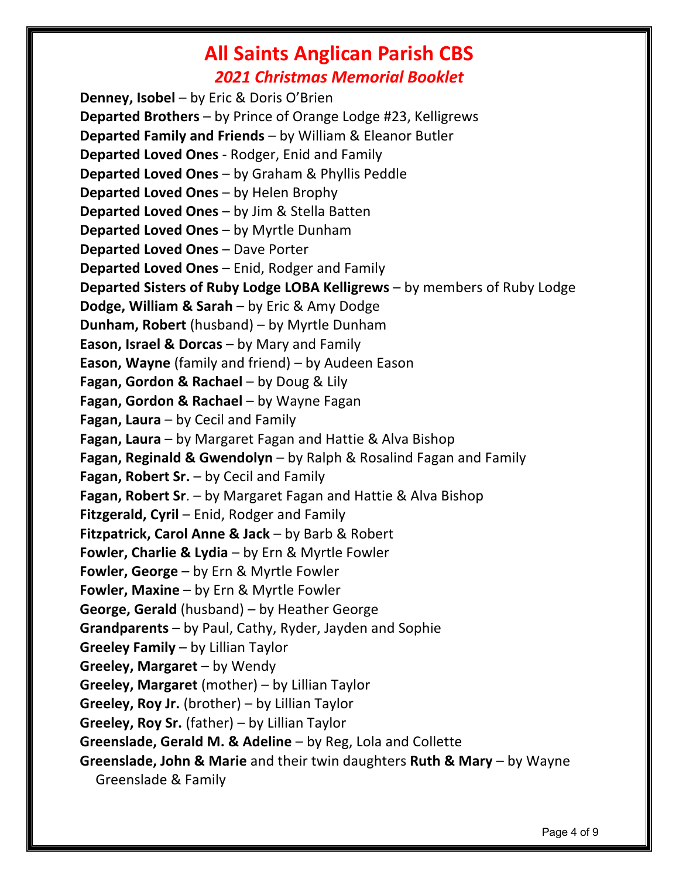# All Saints Anglican Parish CBS

## *2021 Christmas Memorial Booklet*

**Denney, Isobel** – by Eric & Doris O'Brien
**Departed Brothers** – by Prince of Orange Lodge #23, Kelligrews
**Departed Family and Friends** – by William & Eleanor Butler
**Departed Loved Ones** - Rodger, Enid and Family
**Departed Loved Ones** – by Graham & Phyllis Peddle
**Departed Loved Ones** – by Helen Brophy
**Departed Loved Ones** – by Jim & Stella Batten
**Departed Loved Ones** – by Myrtle Dunham
**Departed Loved Ones** – Dave Porter
**Departed Loved Ones** – Enid, Rodger and Family
**Departed Sisters of Ruby Lodge LOBA Kelligrews** – by members of Ruby Lodge
**Dodge, William & Sarah** – by Eric & Amy Dodge
**Dunham, Robert** (husband) – by Myrtle Dunham
**Eason, Israel & Dorcas** – by Mary and Family
**Eason, Wayne** (family and friend) – by Audeen Eason
**Fagan, Gordon & Rachael** – by Doug & Lily
**Fagan, Gordon & Rachael** – by Wayne Fagan
**Fagan, Laura** – by Cecil and Family
**Fagan, Laura** – by Margaret Fagan and Hattie & Alva Bishop
**Fagan, Reginald & Gwendolyn** – by Ralph & Rosalind Fagan and Family
**Fagan, Robert Sr.** – by Cecil and Family
**Fagan, Robert Sr**. – by Margaret Fagan and Hattie & Alva Bishop
**Fitzgerald, Cyril** – Enid, Rodger and Family
**Fitzpatrick, Carol Anne & Jack** – by Barb & Robert
**Fowler, Charlie & Lydia** – by Ern & Myrtle Fowler
**Fowler, George** – by Ern & Myrtle Fowler
**Fowler, Maxine** – by Ern & Myrtle Fowler
**George, Gerald** (husband) – by Heather George
**Grandparents** – by Paul, Cathy, Ryder, Jayden and Sophie
**Greeley Family** – by Lillian Taylor
**Greeley, Margaret** – by Wendy
**Greeley, Margaret** (mother) – by Lillian Taylor
**Greeley, Roy Jr.** (brother) – by Lillian Taylor
**Greeley, Roy Sr.** (father) – by Lillian Taylor
**Greenslade, Gerald M. & Adeline** – by Reg, Lola and Collette
**Greenslade, John & Marie** and their twin daughters **Ruth & Mary** – by Wayne Greenslade & Family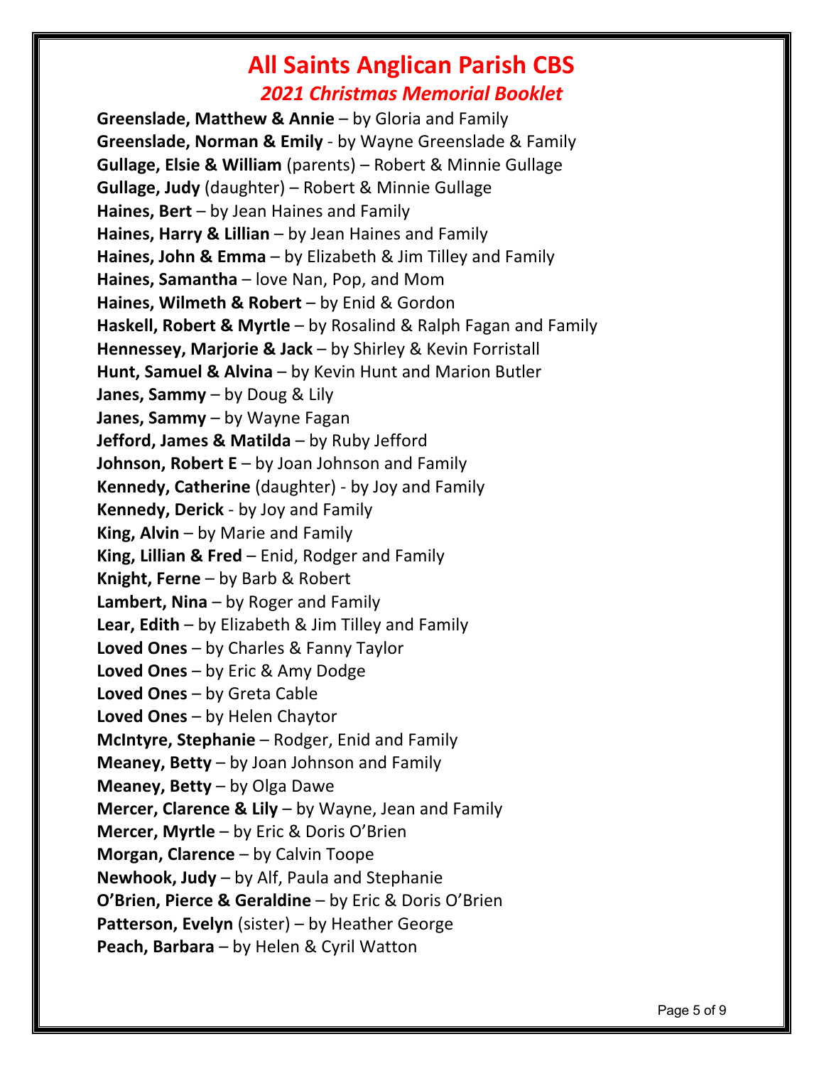# All Saints Anglican Parish CBS

## *2021 Christmas Memorial Booklet*

**Greenslade, Matthew & Annie** – by Gloria and Family
**Greenslade, Norman & Emily** - by Wayne Greenslade & Family
**Gullage, Elsie & William** (parents) – Robert & Minnie Gullage
**Gullage, Judy** (daughter) – Robert & Minnie Gullage
**Haines, Bert** – by Jean Haines and Family
**Haines, Harry & Lillian** – by Jean Haines and Family
**Haines, John & Emma** – by Elizabeth & Jim Tilley and Family
**Haines, Samantha** – love Nan, Pop, and Mom
**Haines, Wilmeth & Robert** – by Enid & Gordon
**Haskell, Robert & Myrtle** – by Rosalind & Ralph Fagan and Family
**Hennessey, Marjorie & Jack** – by Shirley & Kevin Forristall
**Hunt, Samuel & Alvina** – by Kevin Hunt and Marion Butler
**Janes, Sammy** – by Doug & Lily
**Janes, Sammy** – by Wayne Fagan
**Jefford, James & Matilda** – by Ruby Jefford
**Johnson, Robert E** – by Joan Johnson and Family
**Kennedy, Catherine** (daughter) - by Joy and Family
**Kennedy, Derick** - by Joy and Family
**King, Alvin** – by Marie and Family
**King, Lillian & Fred** – Enid, Rodger and Family
**Knight, Ferne** – by Barb & Robert
**Lambert, Nina** – by Roger and Family
**Lear, Edith** – by Elizabeth & Jim Tilley and Family
**Loved Ones** – by Charles & Fanny Taylor
**Loved Ones** – by Eric & Amy Dodge
**Loved Ones** – by Greta Cable
**Loved Ones** – by Helen Chaytor
**McIntyre, Stephanie** – Rodger, Enid and Family
**Meaney, Betty** – by Joan Johnson and Family
**Meaney, Betty** – by Olga Dawe
**Mercer, Clarence & Lily** – by Wayne, Jean and Family
**Mercer, Myrtle** – by Eric & Doris O'Brien
**Morgan, Clarence** – by Calvin Toope
**Newhook, Judy** – by Alf, Paula and Stephanie
**O'Brien, Pierce & Geraldine** – by Eric & Doris O'Brien
**Patterson, Evelyn** (sister) – by Heather George
**Peach, Barbara** – by Helen & Cyril Watton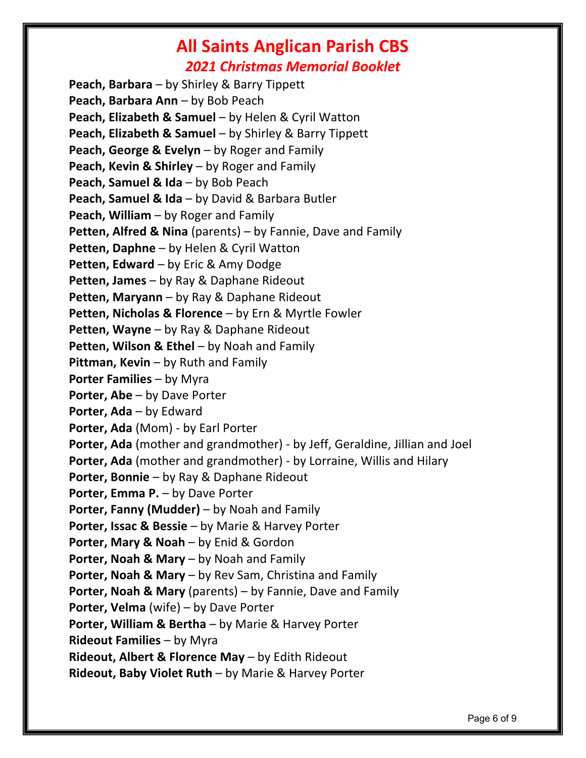# All Saints Anglican Parish CBS

## *2021 Christmas Memorial Booklet*

**Peach, Barbara** – by Shirley & Barry Tippett
**Peach, Barbara Ann** – by Bob Peach
**Peach, Elizabeth & Samuel** – by Helen & Cyril Watton
**Peach, Elizabeth & Samuel** – by Shirley & Barry Tippett
**Peach, George & Evelyn** – by Roger and Family
**Peach, Kevin & Shirley** – by Roger and Family
**Peach, Samuel & Ida** – by Bob Peach
**Peach, Samuel & Ida** – by David & Barbara Butler
**Peach, William** – by Roger and Family
**Petten, Alfred & Nina** (parents) – by Fannie, Dave and Family
**Petten, Daphne** – by Helen & Cyril Watton
**Petten, Edward** – by Eric & Amy Dodge
**Petten, James** – by Ray & Daphane Rideout
**Petten, Maryann** – by Ray & Daphane Rideout
**Petten, Nicholas & Florence** – by Ern & Myrtle Fowler
**Petten, Wayne** – by Ray & Daphane Rideout
**Petten, Wilson & Ethel** – by Noah and Family
**Pittman, Kevin** – by Ruth and Family
**Porter Families** – by Myra
**Porter, Abe** – by Dave Porter
**Porter, Ada** – by Edward
**Porter, Ada** (Mom) - by Earl Porter
**Porter, Ada** (mother and grandmother) - by Jeff, Geraldine, Jillian and Joel
**Porter, Ada** (mother and grandmother) - by Lorraine, Willis and Hilary
**Porter, Bonnie** – by Ray & Daphane Rideout
**Porter, Emma P.** – by Dave Porter
**Porter, Fanny (Mudder)** – by Noah and Family
**Porter, Issac & Bessie** – by Marie & Harvey Porter
**Porter, Mary & Noah** – by Enid & Gordon
**Porter, Noah & Mary** – by Noah and Family
**Porter, Noah & Mary** – by Rev Sam, Christina and Family
**Porter, Noah & Mary** (parents) – by Fannie, Dave and Family
**Porter, Velma** (wife) – by Dave Porter
**Porter, William & Bertha** – by Marie & Harvey Porter
**Rideout Families** – by Myra
**Rideout, Albert & Florence May** – by Edith Rideout
**Rideout, Baby Violet Ruth** – by Marie & Harvey Porter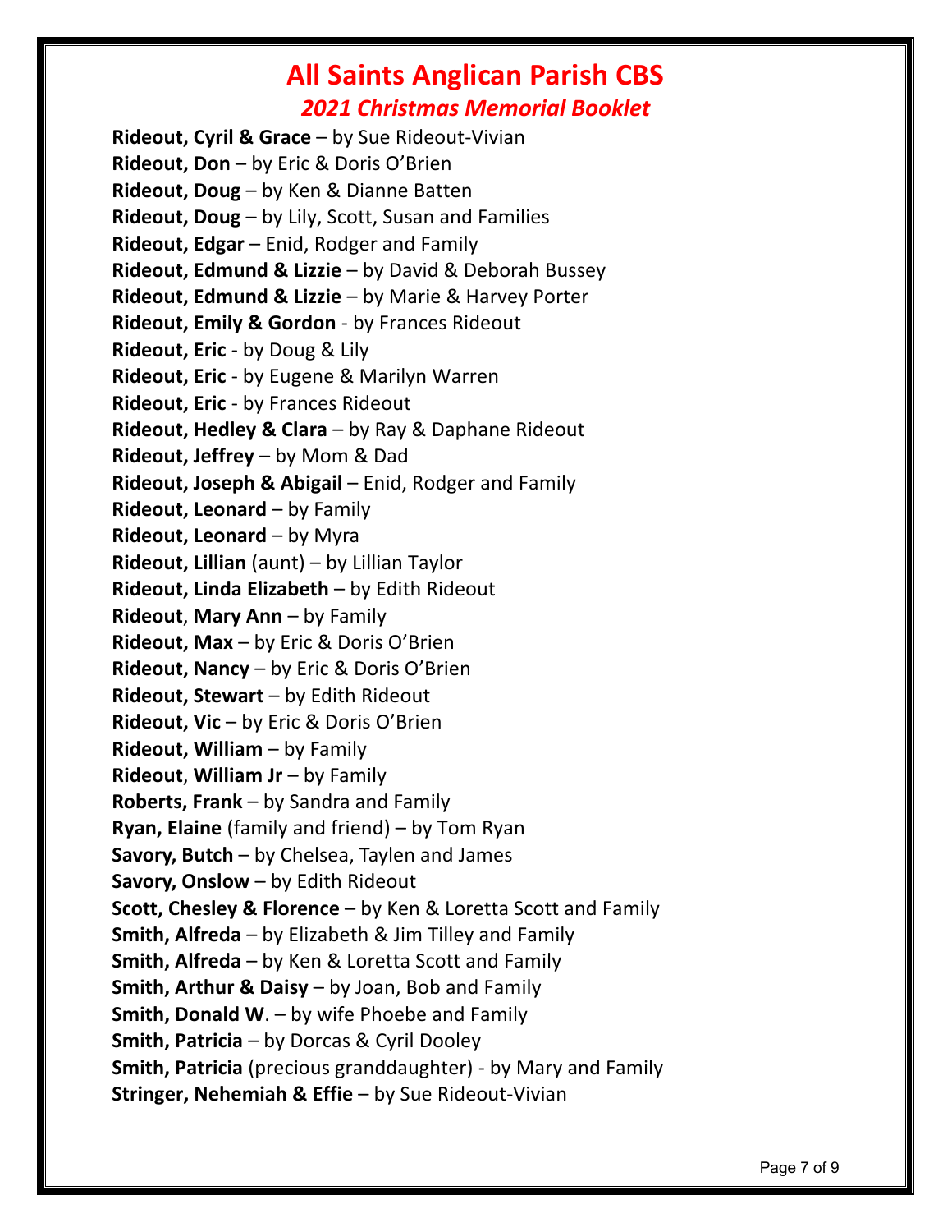# All Saints Anglican Parish CBS

## *2021 Christmas Memorial Booklet*

**Rideout, Cyril & Grace** – by Sue Rideout-Vivian
**Rideout, Don** – by Eric & Doris O'Brien
**Rideout, Doug** – by Ken & Dianne Batten
**Rideout, Doug** – by Lily, Scott, Susan and Families
**Rideout, Edgar** – Enid, Rodger and Family
**Rideout, Edmund & Lizzie** – by David & Deborah Bussey
**Rideout, Edmund & Lizzie** – by Marie & Harvey Porter
**Rideout, Emily & Gordon** - by Frances Rideout
**Rideout, Eric** - by Doug & Lily
**Rideout, Eric** - by Eugene & Marilyn Warren
**Rideout, Eric** - by Frances Rideout
**Rideout, Hedley & Clara** – by Ray & Daphane Rideout
**Rideout, Jeffrey** – by Mom & Dad
**Rideout, Joseph & Abigail** – Enid, Rodger and Family
**Rideout, Leonard** – by Family
**Rideout, Leonard** – by Myra
**Rideout, Lillian** (aunt) – by Lillian Taylor
**Rideout, Linda Elizabeth** – by Edith Rideout
**Rideout**, **Mary Ann** – by Family
**Rideout, Max** – by Eric & Doris O'Brien
**Rideout, Nancy** – by Eric & Doris O'Brien
**Rideout, Stewart** – by Edith Rideout
**Rideout, Vic** – by Eric & Doris O'Brien
**Rideout, William** – by Family
**Rideout**, **William Jr** – by Family
**Roberts, Frank** – by Sandra and Family
**Ryan, Elaine** (family and friend) – by Tom Ryan
**Savory, Butch** – by Chelsea, Taylen and James
**Savory, Onslow** – by Edith Rideout
**Scott, Chesley & Florence** – by Ken & Loretta Scott and Family
**Smith, Alfreda** – by Elizabeth & Jim Tilley and Family
**Smith, Alfreda** – by Ken & Loretta Scott and Family
**Smith, Arthur & Daisy** – by Joan, Bob and Family
**Smith, Donald W**. – by wife Phoebe and Family
**Smith, Patricia** – by Dorcas & Cyril Dooley
**Smith, Patricia** (precious granddaughter) - by Mary and Family
**Stringer, Nehemiah & Effie** – by Sue Rideout-Vivian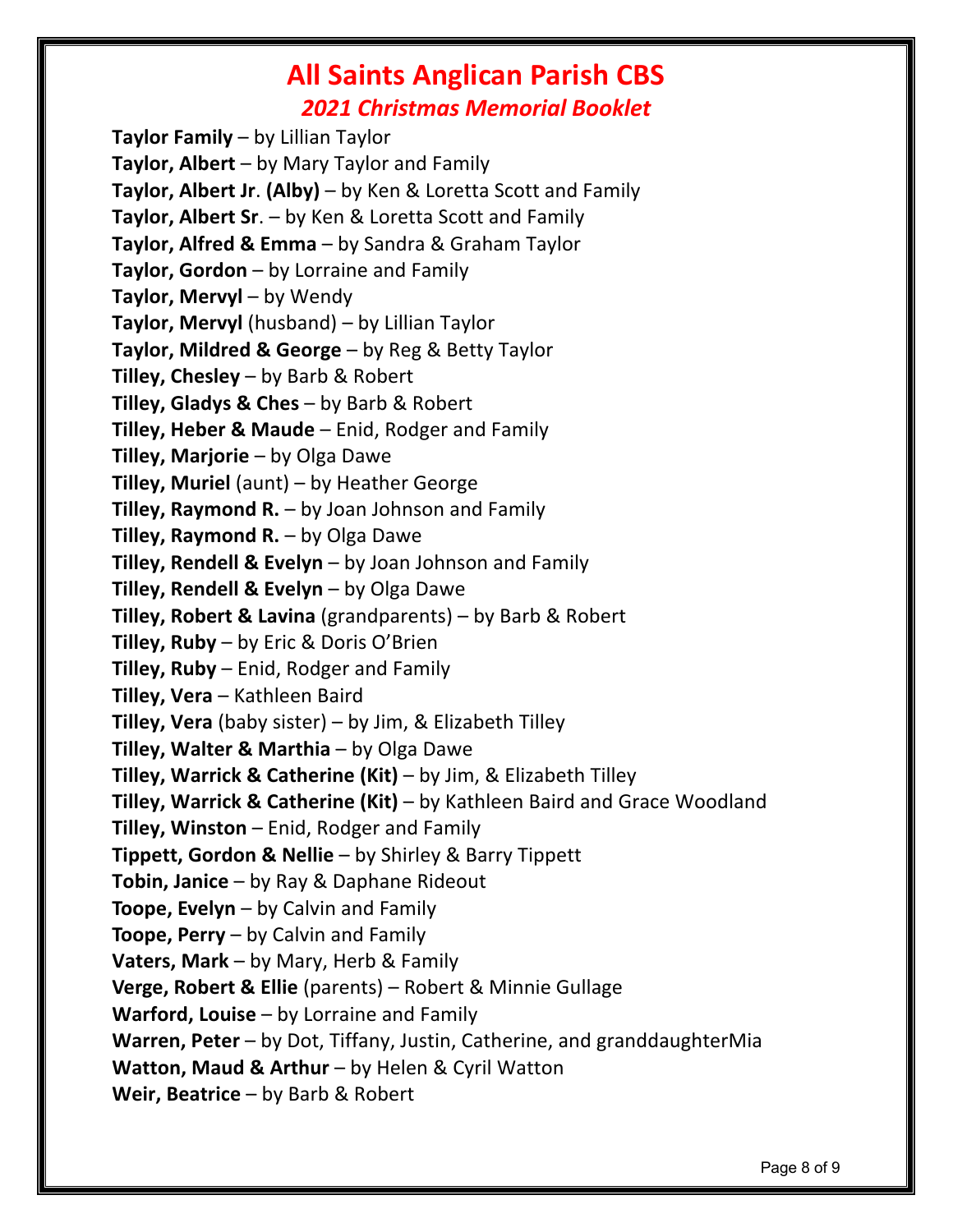# All Saints Anglican Parish CBS

## *2021 Christmas Memorial Booklet*

**Taylor Family** – by Lillian Taylor
**Taylor, Albert** – by Mary Taylor and Family
**Taylor, Albert Jr**. **(Alby)** – by Ken & Loretta Scott and Family
**Taylor, Albert Sr**. – by Ken & Loretta Scott and Family
**Taylor, Alfred & Emma** – by Sandra & Graham Taylor
**Taylor, Gordon** – by Lorraine and Family
**Taylor, Mervyl** – by Wendy
**Taylor, Mervyl** (husband) – by Lillian Taylor
**Taylor, Mildred & George** – by Reg & Betty Taylor
**Tilley, Chesley** – by Barb & Robert
**Tilley, Gladys & Ches** – by Barb & Robert
**Tilley, Heber & Maude** – Enid, Rodger and Family
**Tilley, Marjorie** – by Olga Dawe
**Tilley, Muriel** (aunt) – by Heather George
**Tilley, Raymond R.** – by Joan Johnson and Family
**Tilley, Raymond R.** – by Olga Dawe
**Tilley, Rendell & Evelyn** – by Joan Johnson and Family
**Tilley, Rendell & Evelyn** – by Olga Dawe
**Tilley, Robert & Lavina** (grandparents) – by Barb & Robert
**Tilley, Ruby** – by Eric & Doris O'Brien
**Tilley, Ruby** – Enid, Rodger and Family
**Tilley, Vera** – Kathleen Baird
**Tilley, Vera** (baby sister) – by Jim, & Elizabeth Tilley
**Tilley, Walter & Marthia** – by Olga Dawe
**Tilley, Warrick & Catherine (Kit)** – by Jim, & Elizabeth Tilley
**Tilley, Warrick & Catherine (Kit)** – by Kathleen Baird and Grace Woodland
**Tilley, Winston** – Enid, Rodger and Family
**Tippett, Gordon & Nellie** – by Shirley & Barry Tippett
**Tobin, Janice** – by Ray & Daphane Rideout
**Toope, Evelyn** – by Calvin and Family
**Toope, Perry** – by Calvin and Family
**Vaters, Mark** – by Mary, Herb & Family
**Verge, Robert & Ellie** (parents) – Robert & Minnie Gullage
**Warford, Louise** – by Lorraine and Family
**Warren, Peter** – by Dot, Tiffany, Justin, Catherine, and granddaughterMia
**Watton, Maud & Arthur** – by Helen & Cyril Watton
**Weir, Beatrice** – by Barb & Robert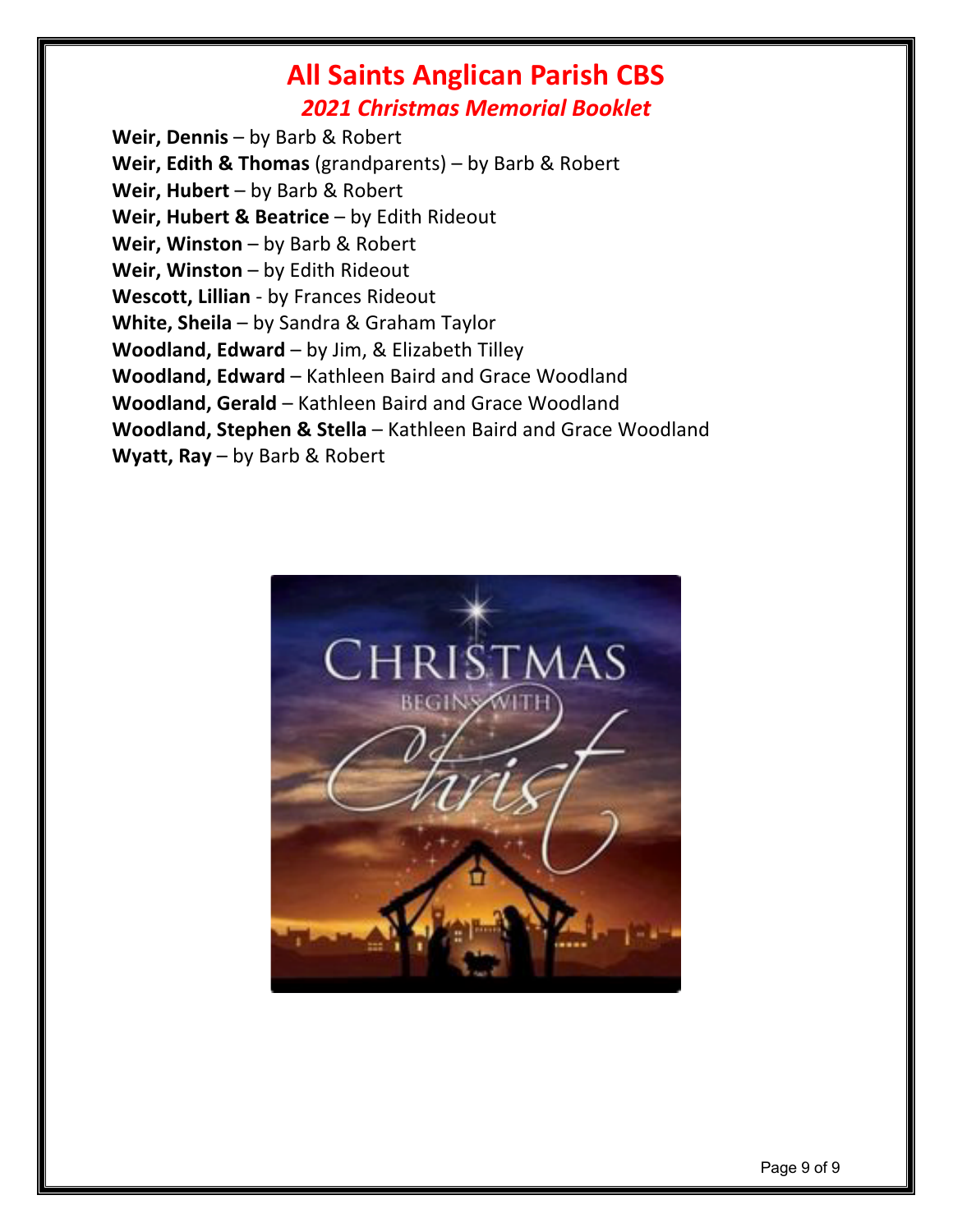# All Saints Anglican Parish CBS

## *2021 Christmas Memorial Booklet*

**Weir, Dennis** – by Barb & Robert
**Weir, Edith & Thomas** (grandparents) – by Barb & Robert
**Weir, Hubert** – by Barb & Robert
**Weir, Hubert & Beatrice** – by Edith Rideout
**Weir, Winston** – by Barb & Robert
**Weir, Winston** – by Edith Rideout
**Wescott, Lillian** - by Frances Rideout
**White, Sheila** – by Sandra & Graham Taylor
**Woodland, Edward** – by Jim, & Elizabeth Tilley
**Woodland, Edward** – Kathleen Baird and Grace Woodland
**Woodland, Gerald** – Kathleen Baird and Grace Woodland
**Woodland, Stephen & Stella** – Kathleen Baird and Grace Woodland
**Wyatt, Ray** – by Barb & Robert